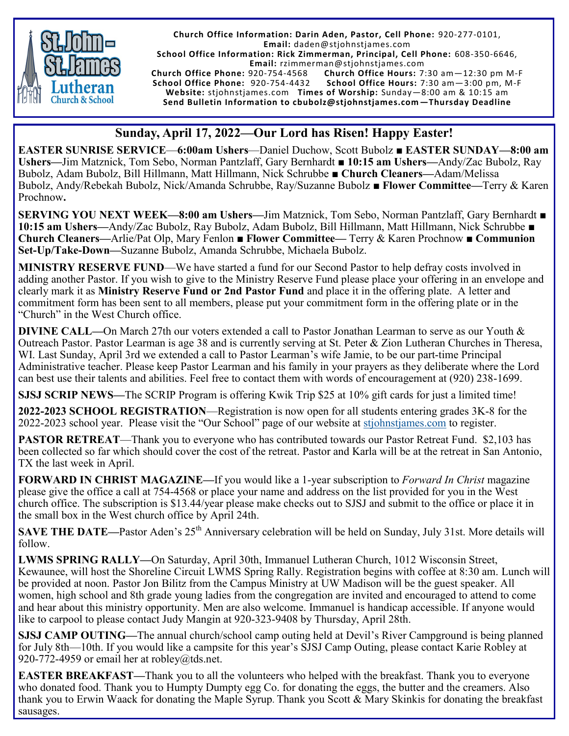**Church Office Information: Darin Aden, Pastor, Cell Phone:** 920-277-0101,
**Email:** daden@stjohnstjames.com
**School Office Information: Rick Zimmerman, Principal, Cell Phone:** 608-350-6646,
**Email:** rzimmerman@stjohnstjames.com
**Church Office Phone:** 920-754-4568 **Church Office Hours:** 7:30 am—12:30 pm M-F
**School Office Phone:** 920-754-4432 **School Office Hours:** 7:30 am—3:00 pm, M-F
**Website:** stjohnstjames.com **Times of Worship:** Sunday—8:00 am & 10:15 am
**Send Bulletin Information to cbubolz@stjohnstjames.com—Thursday Deadline**

## Sunday, April 17, 2022—Our Lord has Risen! Happy Easter!

**EASTER SUNRISE SERVICE**—**6:00am Ushers**—Daniel Duchow, Scott Bubolz ■ **EASTER SUNDAY—8:00 am Ushers—**Jim Matznick, Tom Sebo, Norman Pantzlaff, Gary Bernhardt ■ **10:15 am Ushers—**Andy/Zac Bubolz, Ray Bubolz, Adam Bubolz, Bill Hillmann, Matt Hillmann, Nick Schrubbe ■ **Church Cleaners—**Adam/Melissa Bubolz, Andy/Rebekah Bubolz, Nick/Amanda Schrubbe, Ray/Suzanne Bubolz ■ **Flower Committee—**Terry & Karen Prochnow**.**

**SERVING YOU NEXT WEEK—8:00 am Ushers—**Jim Matznick, Tom Sebo, Norman Pantzlaff, Gary Bernhardt ■ **10:15 am Ushers—**Andy/Zac Bubolz, Ray Bubolz, Adam Bubolz, Bill Hillmann, Matt Hillmann, Nick Schrubbe ■ **Church Cleaners—**Arlie/Pat Olp, Mary Fenlon ■ **Flower Committee—** Terry & Karen Prochnow ■ **Communion Set-Up/Take-Down—**Suzanne Bubolz, Amanda Schrubbe, Michaela Bubolz.

**MINISTRY RESERVE FUND**—We have started a fund for our Second Pastor to help defray costs involved in adding another Pastor. If you wish to give to the Ministry Reserve Fund please place your offering in an envelope and clearly mark it as **Ministry Reserve Fund or 2nd Pastor Fund** and place it in the offering plate. A letter and commitment form has been sent to all members, please put your commitment form in the offering plate or in the "Church" in the West Church office.

**DIVINE CALL—**On March 27th our voters extended a call to Pastor Jonathan Learman to serve as our Youth & Outreach Pastor. Pastor Learman is age 38 and is currently serving at St. Peter & Zion Lutheran Churches in Theresa, WI. Last Sunday, April 3rd we extended a call to Pastor Learman's wife Jamie, to be our part-time Principal Administrative teacher. Please keep Pastor Learman and his family in your prayers as they deliberate where the Lord can best use their talents and abilities. Feel free to contact them with words of encouragement at (920) 238-1699.

**SJSJ SCRIP NEWS—**The SCRIP Program is offering Kwik Trip $25 at 10% gift cards for just a limited time!

**2022-2023 SCHOOL REGISTRATION**—Registration is now open for all students entering grades 3K-8 for the 2022-2023 school year. Please visit the "Our School" page of our website at stjohnstjames.com to register.

**PASTOR RETREAT**—Thank you to everyone who has contributed towards our Pastor Retreat Fund. $2,103 has been collected so far which should cover the cost of the retreat. Pastor and Karla will be at the retreat in San Antonio, TX the last week in April.

**FORWARD IN CHRIST MAGAZINE—**If you would like a 1-year subscription to *Forward In Christ* magazine please give the office a call at 754-4568 or place your name and address on the list provided for you in the West church office. The subscription is $13.44/year please make checks out to SJSJ and submit to the office or place it in the small box in the West church office by April 24th.

**SAVE THE DATE—**Pastor Aden's 25th Anniversary celebration will be held on Sunday, July 31st. More details will follow.

**LWMS SPRING RALLY—**On Saturday, April 30th, Immanuel Lutheran Church, 1012 Wisconsin Street, Kewaunee, will host the Shoreline Circuit LWMS Spring Rally. Registration begins with coffee at 8:30 am. Lunch will be provided at noon. Pastor Jon Bilitz from the Campus Ministry at UW Madison will be the guest speaker. All women, high school and 8th grade young ladies from the congregation are invited and encouraged to attend to come and hear about this ministry opportunity. Men are also welcome. Immanuel is handicap accessible. If anyone would like to carpool to please contact Judy Mangin at 920-323-9408 by Thursday, April 28th.

**SJSJ CAMP OUTING—**The annual church/school camp outing held at Devil's River Campground is being planned for July 8th—10th. If you would like a campsite for this year's SJSJ Camp Outing, please contact Karie Robley at 920-772-4959 or email her at robley@tds.net.

**EASTER BREAKFAST—**Thank you to all the volunteers who helped with the breakfast. Thank you to everyone who donated food. Thank you to Humpty Dumpty egg Co. for donating the eggs, the butter and the creamers. Also thank you to Erwin Waack for donating the Maple Syrup. Thank you Scott & Mary Skinkis for donating the breakfast sausages.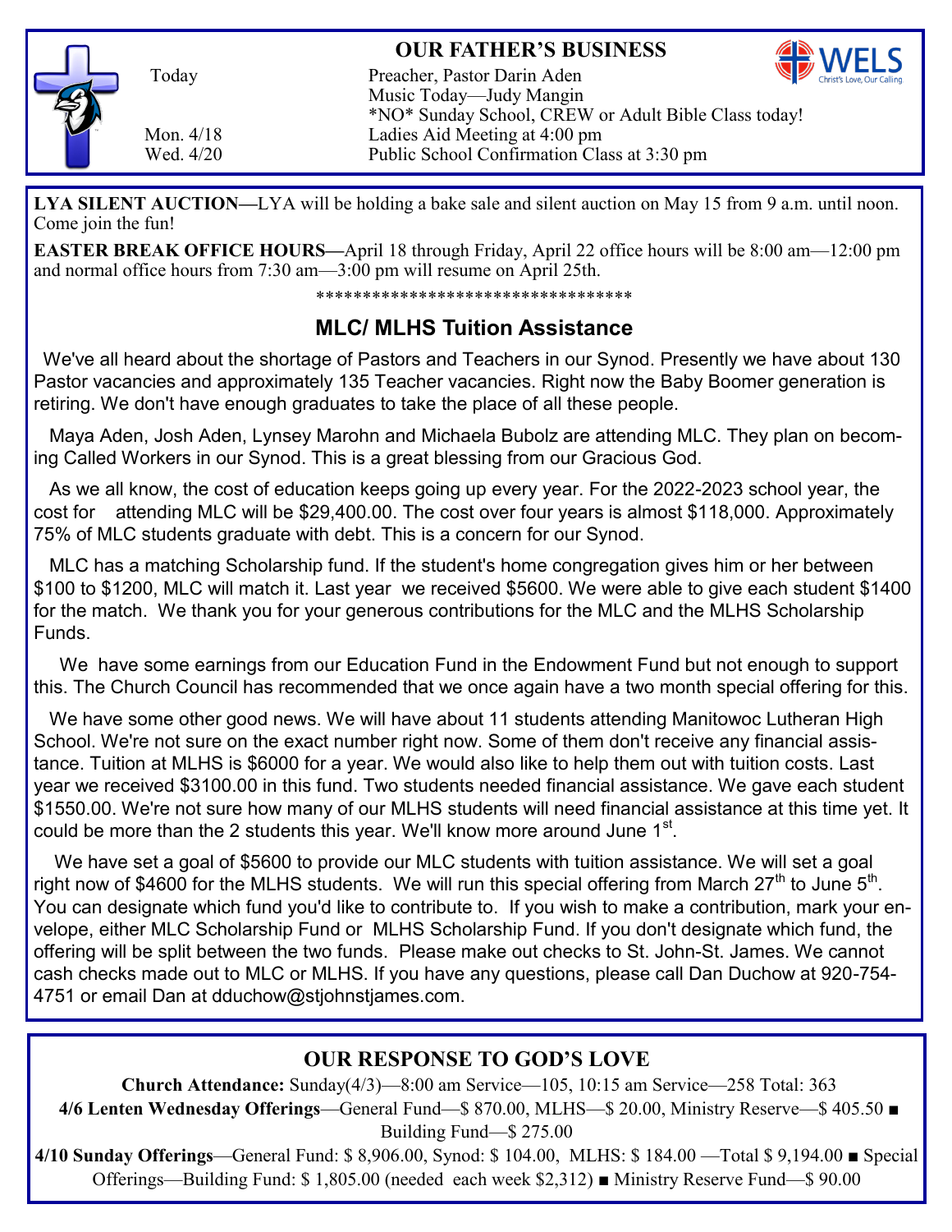## OUR FATHER'S BUSINESS

| | |
|---|---|
| Today | Preacher, Pastor Darin Aden |
| | Music Today—Judy Mangin |
| | *NO* Sunday School, CREW or Adult Bible Class today! |
| Mon. 4/18 | Ladies Aid Meeting at 4:00 pm |
| Wed. 4/20 | Public School Confirmation Class at 3:30 pm |

**LYA SILENT AUCTION—**LYA will be holding a bake sale and silent auction on May 15 from 9 a.m. until noon. Come join the fun!

**EASTER BREAK OFFICE HOURS—**April 18 through Friday, April 22 office hours will be 8:00 am—12:00 pm and normal office hours from 7:30 am—3:00 pm will resume on April 25th.

**********************************

### MLC/ MLHS Tuition Assistance

We've all heard about the shortage of Pastors and Teachers in our Synod. Presently we have about 130 Pastor vacancies and approximately 135 Teacher vacancies. Right now the Baby Boomer generation is retiring. We don't have enough graduates to take the place of all these people.

Maya Aden, Josh Aden, Lynsey Marohn and Michaela Bubolz are attending MLC. They plan on becoming Called Workers in our Synod. This is a great blessing from our Gracious God.

As we all know, the cost of education keeps going up every year. For the 2022-2023 school year, the cost for attending MLC will be $29,400.00. The cost over four years is almost $118,000. Approximately 75% of MLC students graduate with debt. This is a concern for our Synod.

MLC has a matching Scholarship fund. If the student's home congregation gives him or her between $100 to $1200, MLC will match it. Last year we received $5600. We were able to give each student $1400 for the match. We thank you for your generous contributions for the MLC and the MLHS Scholarship Funds.

We have some earnings from our Education Fund in the Endowment Fund but not enough to support this. The Church Council has recommended that we once again have a two month special offering for this.

We have some other good news. We will have about 11 students attending Manitowoc Lutheran High School. We're not sure on the exact number right now. Some of them don't receive any financial assistance. Tuition at MLHS is $6000 for a year. We would also like to help them out with tuition costs. Last year we received $3100.00 in this fund. Two students needed financial assistance. We gave each student $1550.00. We're not sure how many of our MLHS students will need financial assistance at this time yet. It could be more than the 2 students this year. We'll know more around June 1st.

We have set a goal of $5600 to provide our MLC students with tuition assistance. We will set a goal right now of $4600 for the MLHS students. We will run this special offering from March 27th to June 5th. You can designate which fund you'd like to contribute to. If you wish to make a contribution, mark your envelope, either MLC Scholarship Fund or MLHS Scholarship Fund. If you don't designate which fund, the offering will be split between the two funds. Please make out checks to St. John-St. James. We cannot cash checks made out to MLC or MLHS. If you have any questions, please call Dan Duchow at 920-754-4751 or email Dan at dduchow@stjohnstjames.com.

## OUR RESPONSE TO GOD'S LOVE

**Church Attendance:** Sunday(4/3)—8:00 am Service—105, 10:15 am Service—258 Total: 363

**4/6 Lenten Wednesday Offerings**—General Fund—$ 870.00, MLHS—$ 20.00, Ministry Reserve—$ 405.50 ■ Building Fund—$ 275.00

**4/10 Sunday Offerings**—General Fund: $ 8,906.00, Synod: $ 104.00, MLHS: $ 184.00 —Total $ 9,194.00 ■ Special Offerings—Building Fund: $ 1,805.00 (needed each week $2,312) ■ Ministry Reserve Fund—$ 90.00